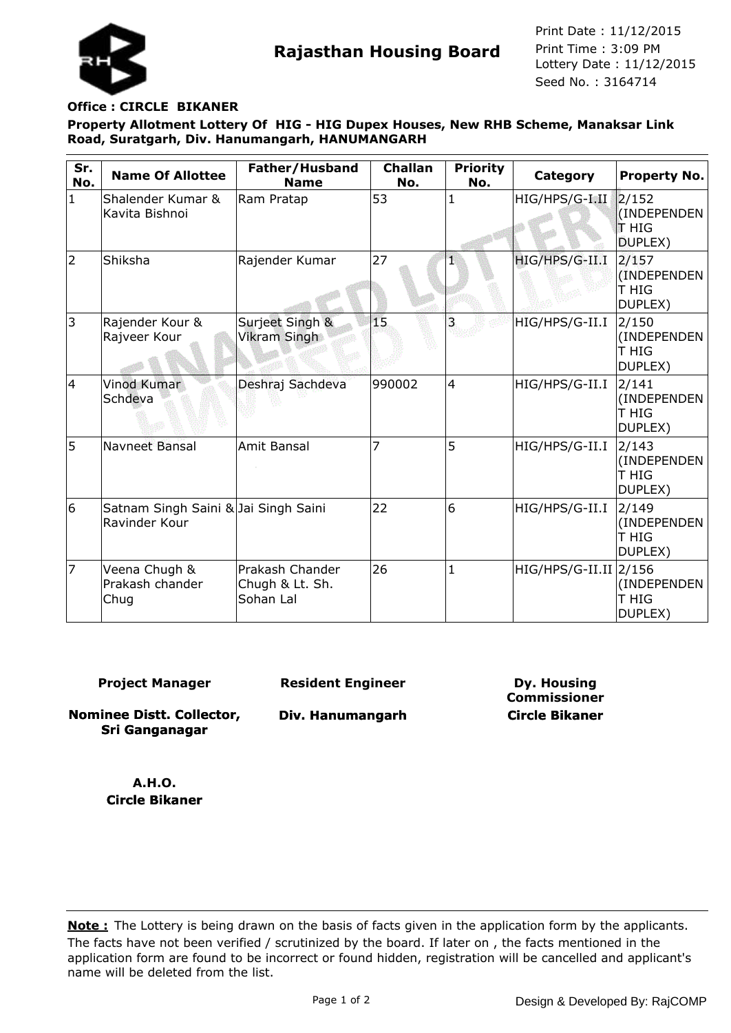# Rajasthan Housing Board

Print Date : 11/12/2015
Print Time : 3:09 PM
Lottery Date : 11/12/2015
Seed No. : 3164714

**Office : CIRCLE BIKANER**

**Property Allotment Lottery Of HIG - HIG Dupex Houses, New RHB Scheme, Manaksar Link Road, Suratgarh, Div. Hanumangarh, HANUMANGARH**

| Sr. No. | Name Of Allottee | Father/Husband Name | Challan No. | Priority No. | Category | Property No. |
|---|---|---|---|---|---|---|
| 1 | Shalender Kumar & Kavita Bishnoi | Ram Pratap | 53 | 1 | HIG/HPS/G-I.II | 2/152 (INDEPENDENT HIG DUPLEX) |
| 2 | Shiksha | Rajender Kumar | 27 | 1 | HIG/HPS/G-II.I | 2/157 (INDEPENDENT HIG DUPLEX) |
| 3 | Rajender Kour & Rajveer Kour | Surjeet Singh & Vikram Singh | 15 | 3 | HIG/HPS/G-II.I | 2/150 (INDEPENDENT HIG DUPLEX) |
| 4 | Vinod Kumar Schdeva | Deshraj Sachdeva | 990002 | 4 | HIG/HPS/G-II.I | 2/141 (INDEPENDENT HIG DUPLEX) |
| 5 | Navneet Bansal | Amit Bansal | 7 | 5 | HIG/HPS/G-II.I | 2/143 (INDEPENDENT HIG DUPLEX) |
| 6 | Satnam Singh Saini & Ravinder Kour | Jai Singh Saini | 22 | 6 | HIG/HPS/G-II.I | 2/149 (INDEPENDENT HIG DUPLEX) |
| 7 | Veena Chugh & Prakash chander Chug | Prakash Chander Chugh & Lt. Sh. Sohan Lal | 26 | 1 | HIG/HPS/G-II.II | 2/156 (INDEPENDENT HIG DUPLEX) |

**Project Manager**

**Nominee Distt. Collector, Sri Ganganagar**

**Resident Engineer**

**Div. Hanumangarh**

**Dy. Housing Commissioner**

**Circle Bikaner**

**A.H.O.**
**Circle Bikaner**

**Note :** The Lottery is being drawn on the basis of facts given in the application form by the applicants. The facts have not been verified / scrutinized by the board. If later on , the facts mentioned in the application form are found to be incorrect or found hidden, registration will be cancelled and applicant's name will be deleted from the list.

Design & Developed By: RajCOMP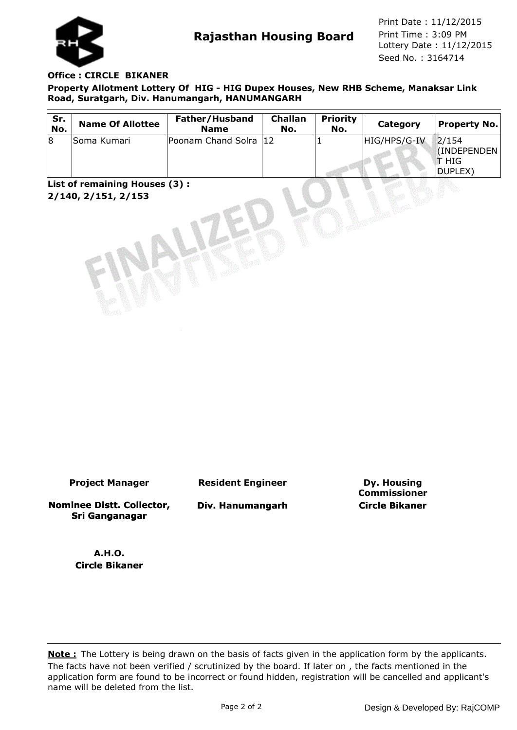**Rajasthan Housing Board**

Print Date : 11/12/2015
Print Time : 3:09 PM
Lottery Date : 11/12/2015
Seed No. : 3164714

**Office : CIRCLE BIKANER**

**Property Allotment Lottery Of HIG - HIG Dupex Houses, New RHB Scheme, Manaksar Link Road, Suratgarh, Div. Hanumangarh, HANUMANGARH**

| Sr. No. | Name Of Allottee | Father/Husband Name | Challan No. | Priority No. | Category | Property No. |
|---|---|---|---|---|---|---|
| 8 | Soma Kumari | Poonam Chand Solra | 12 | 1 | HIG/HPS/G-IV | 2/154 (INDEPENDENT HIG DUPLEX) |

**List of remaining Houses (3) :**
**2/140, 2/151, 2/153**

**Project Manager**

**Nominee Distt. Collector, Sri Ganganagar**

**Resident Engineer**

**Div. Hanumangarh**

**Dy. Housing Commissioner**

**Circle Bikaner**

**A.H.O.**
**Circle Bikaner**

**Note :** The Lottery is being drawn on the basis of facts given in the application form by the applicants. The facts have not been verified / scrutinized by the board. If later on , the facts mentioned in the application form are found to be incorrect or found hidden, registration will be cancelled and applicant's name will be deleted from the list.

Design & Developed By: RajCOMP